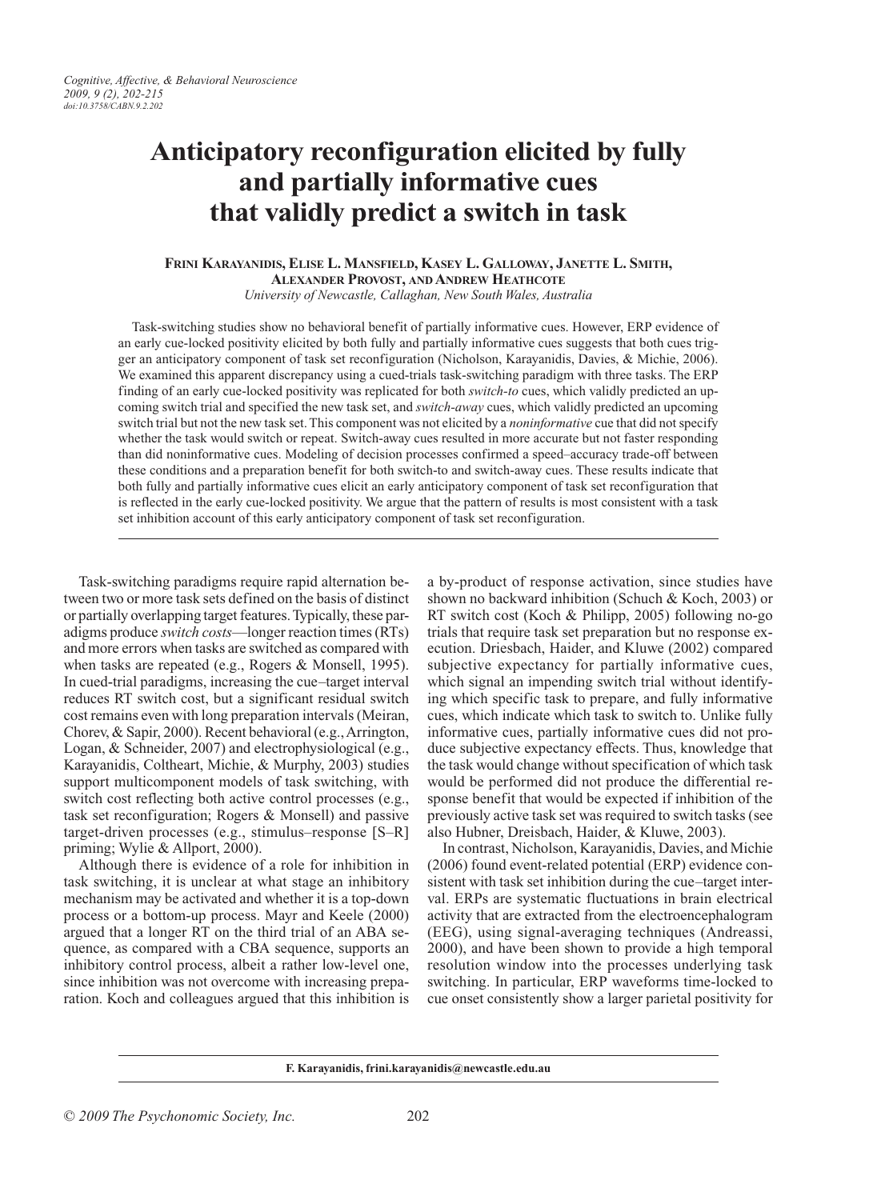# Anticipatory reconfiguration elicited by fully and partially informative cues that validly predict a switch in task

**Frini Karayanidis, Elise L. Mansfield, Kasey L. Galloway, Janette L. Smith, Alexander Provost, and Andrew Heathcote**

*University of Newcastle, Callaghan, New South Wales, Australia*

Task-switching studies show no behavioral benefit of partially informative cues. However, ERP evidence of an early cue-locked positivity elicited by both fully and partially informative cues suggests that both cues trigger an anticipatory component of task set reconfiguration (Nicholson, Karayanidis, Davies, & Michie, 2006). We examined this apparent discrepancy using a cued-trials task-switching paradigm with three tasks. The ERP finding of an early cue-locked positivity was replicated for both *switch-to* cues, which validly predicted an upcoming switch trial and specified the new task set, and *switch-away* cues, which validly predicted an upcoming switch trial but not the new task set. This component was not elicited by a *noninformative* cue that did not specify whether the task would switch or repeat. Switch-away cues resulted in more accurate but not faster responding than did noninformative cues. Modeling of decision processes confirmed a speed–accuracy trade-off between these conditions and a preparation benefit for both switch-to and switch-away cues. These results indicate that both fully and partially informative cues elicit an early anticipatory component of task set reconfiguration that is reflected in the early cue-locked positivity. We argue that the pattern of results is most consistent with a task set inhibition account of this early anticipatory component of task set reconfiguration.

Task-switching paradigms require rapid alternation between two or more task sets defined on the basis of distinct or partially overlapping target features. Typically, these paradigms produce *switch costs*—longer reaction times (RTs) and more errors when tasks are switched as compared with when tasks are repeated (e.g., Rogers & Monsell, 1995). In cued-trial paradigms, increasing the cue–target interval reduces RT switch cost, but a significant residual switch cost remains even with long preparation intervals (Meiran, Chorev, & Sapir, 2000). Recent behavioral (e.g., Arrington, Logan, & Schneider, 2007) and electrophysiological (e.g., Karayanidis, Coltheart, Michie, & Murphy, 2003) studies support multicomponent models of task switching, with switch cost reflecting both active control processes (e.g., task set reconfiguration; Rogers & Monsell) and passive target-driven processes (e.g., stimulus–response [S–R] priming; Wylie & Allport, 2000).

Although there is evidence of a role for inhibition in task switching, it is unclear at what stage an inhibitory mechanism may be activated and whether it is a top-down process or a bottom-up process. Mayr and Keele (2000) argued that a longer RT on the third trial of an ABA sequence, as compared with a CBA sequence, supports an inhibitory control process, albeit a rather low-level one, since inhibition was not overcome with increasing preparation. Koch and colleagues argued that this inhibition is a by-product of response activation, since studies have shown no backward inhibition (Schuch & Koch, 2003) or RT switch cost (Koch & Philipp, 2005) following no-go trials that require task set preparation but no response execution. Driesbach, Haider, and Kluwe (2002) compared subjective expectancy for partially informative cues, which signal an impending switch trial without identifying which specific task to prepare, and fully informative cues, which indicate which task to switch to. Unlike fully informative cues, partially informative cues did not produce subjective expectancy effects. Thus, knowledge that the task would change without specification of which task would be performed did not produce the differential response benefit that would be expected if inhibition of the previously active task set was required to switch tasks (see also Hubner, Dreisbach, Haider, & Kluwe, 2003).

In contrast, Nicholson, Karayanidis, Davies, and Michie (2006) found event-related potential (ERP) evidence consistent with task set inhibition during the cue–target interval. ERPs are systematic fluctuations in brain electrical activity that are extracted from the electroencephalogram (EEG), using signal-averaging techniques (Andreassi, 2000), and have been shown to provide a high temporal resolution window into the processes underlying task switching. In particular, ERP waveforms time-locked to cue onset consistently show a larger parietal positivity for

F. Karayanidis, frini.karayanidis@newcastle.edu.au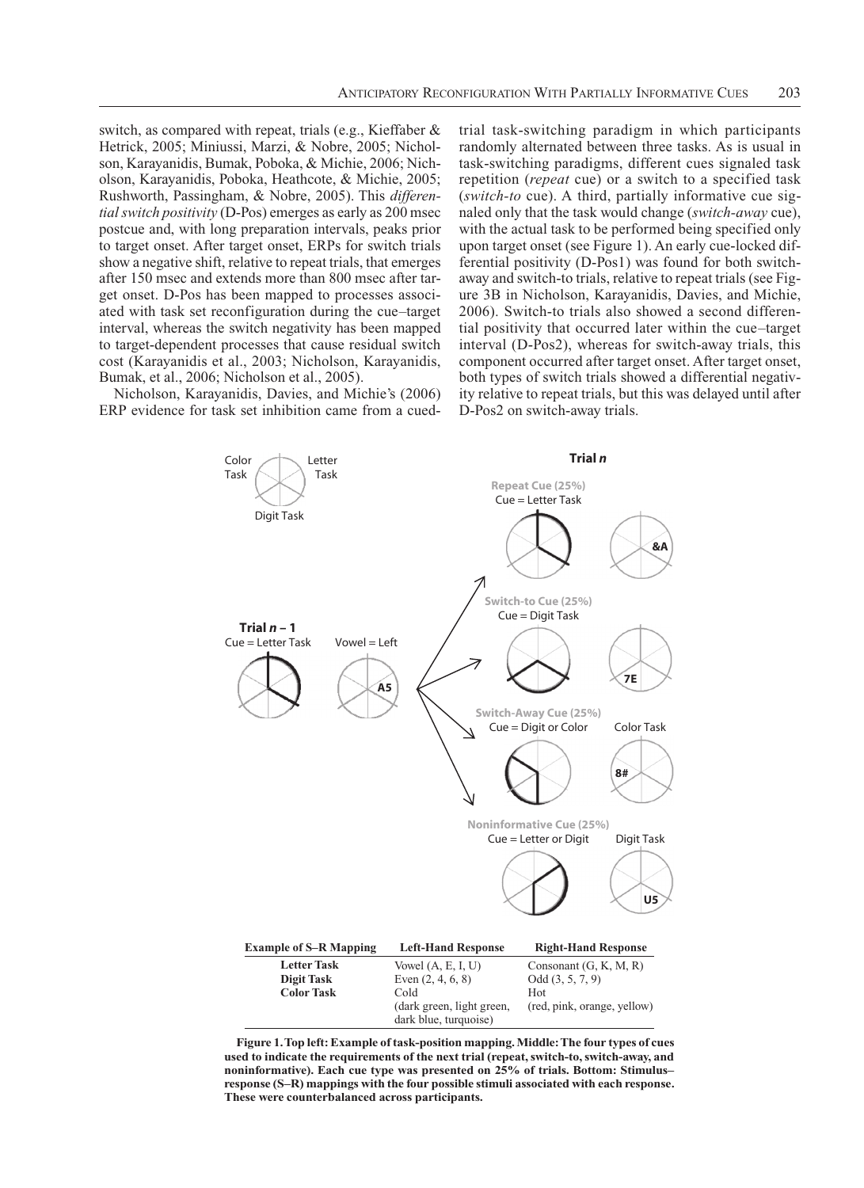switch, as compared with repeat, trials (e.g., Kieffaber & Hetrick, 2005; Miniussi, Marzi, & Nobre, 2005; Nicholson, Karayanidis, Bumak, Poboka, & Michie, 2006; Nicholson, Karayanidis, Poboka, Heathcote, & Michie, 2005; Rushworth, Passingham, & Nobre, 2005). This *differential switch positivity* (D-Pos) emerges as early as 200 msec postcue and, with long preparation intervals, peaks prior to target onset. After target onset, ERPs for switch trials show a negative shift, relative to repeat trials, that emerges after 150 msec and extends more than 800 msec after target onset. D-Pos has been mapped to processes associated with task set reconfiguration during the cue–target interval, whereas the switch negativity has been mapped to target-dependent processes that cause residual switch cost (Karayanidis et al., 2003; Nicholson, Karayanidis, Bumak, et al., 2006; Nicholson et al., 2005).

Nicholson, Karayanidis, Davies, and Michie's (2006) ERP evidence for task set inhibition came from a cued-trial task-switching paradigm in which participants randomly alternated between three tasks. As is usual in task-switching paradigms, different cues signaled task repetition (*repeat* cue) or a switch to a specified task (*switch-to* cue). A third, partially informative cue signaled only that the task would change (*switch-away* cue), with the actual task to be performed being specified only upon target onset (see Figure 1). An early cue-locked differential positivity (D-Pos1) was found for both switch-away and switch-to trials, relative to repeat trials (see Figure 3B in Nicholson, Karayanidis, Davies, and Michie, 2006). Switch-to trials also showed a second differential positivity that occurred later within the cue–target interval (D-Pos2), whereas for switch-away trials, this component occurred after target onset. After target onset, both types of switch trials showed a differential negativity relative to repeat trials, but this was delayed until after D-Pos2 on switch-away trials.

| Example of S–R Mapping | Left-Hand Response | Right-Hand Response |
|---|---|---|
| Letter Task | Vowel (A, E, I, U) | Consonant (G, K, M, R) |
| Digit Task | Even (2, 4, 6, 8) | Odd (3, 5, 7, 9) |
| Color Task | Cold (dark green, light green, dark blue, turquoise) | Hot (red, pink, orange, yellow) |

**Figure 1. Top left: Example of task-position mapping. Middle: The four types of cues used to indicate the requirements of the next trial (repeat, switch-to, switch-away, and noninformative). Each cue type was presented on 25% of trials. Bottom: Stimulus–response (S–R) mappings with the four possible stimuli associated with each response. These were counterbalanced across participants.**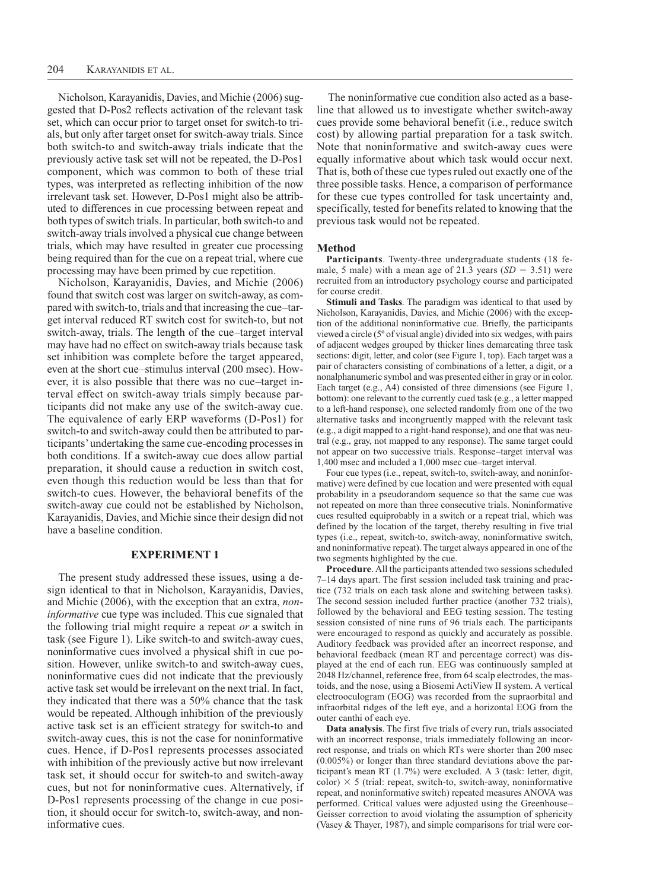Nicholson, Karayanidis, Davies, and Michie (2006) suggested that D-Pos2 reflects activation of the relevant task set, which can occur prior to target onset for switch-to trials, but only after target onset for switch-away trials. Since both switch-to and switch-away trials indicate that the previously active task set will not be repeated, the D-Pos1 component, which was common to both of these trial types, was interpreted as reflecting inhibition of the now irrelevant task set. However, D-Pos1 might also be attributed to differences in cue processing between repeat and both types of switch trials. In particular, both switch-to and switch-away trials involved a physical cue change between trials, which may have resulted in greater cue processing being required than for the cue on a repeat trial, where cue processing may have been primed by cue repetition.

Nicholson, Karayanidis, Davies, and Michie (2006) found that switch cost was larger on switch-away, as compared with switch-to, trials and that increasing the cue–target interval reduced RT switch cost for switch-to, but not switch-away, trials. The length of the cue–target interval may have had no effect on switch-away trials because task set inhibition was complete before the target appeared, even at the short cue–stimulus interval (200 msec). However, it is also possible that there was no cue–target interval effect on switch-away trials simply because participants did not make any use of the switch-away cue. The equivalence of early ERP waveforms (D-Pos1) for switch-to and switch-away could then be attributed to participants' undertaking the same cue-encoding processes in both conditions. If a switch-away cue does allow partial preparation, it should cause a reduction in switch cost, even though this reduction would be less than that for switch-to cues. However, the behavioral benefits of the switch-away cue could not be established by Nicholson, Karayanidis, Davies, and Michie since their design did not have a baseline condition.

## EXPERIMENT 1

The present study addressed these issues, using a design identical to that in Nicholson, Karayanidis, Davies, and Michie (2006), with the exception that an extra, *noninformative* cue type was included. This cue signaled that the following trial might require a repeat *or* a switch in task (see Figure 1). Like switch-to and switch-away cues, noninformative cues involved a physical shift in cue position. However, unlike switch-to and switch-away cues, noninformative cues did not indicate that the previously active task set would be irrelevant on the next trial. In fact, they indicated that there was a 50% chance that the task would be repeated. Although inhibition of the previously active task set is an efficient strategy for switch-to and switch-away cues, this is not the case for noninformative cues. Hence, if D-Pos1 represents processes associated with inhibition of the previously active but now irrelevant task set, it should occur for switch-to and switch-away cues, but not for noninformative cues. Alternatively, if D-Pos1 represents processing of the change in cue position, it should occur for switch-to, switch-away, and noninformative cues.

The noninformative cue condition also acted as a baseline that allowed us to investigate whether switch-away cues provide some behavioral benefit (i.e., reduce switch cost) by allowing partial preparation for a task switch. Note that noninformative and switch-away cues were equally informative about which task would occur next. That is, both of these cue types ruled out exactly one of the three possible tasks. Hence, a comparison of performance for these cue types controlled for task uncertainty and, specifically, tested for benefits related to knowing that the previous task would not be repeated.

### Method

**Participants**. Twenty-three undergraduate students (18 female, 5 male) with a mean age of 21.3 years ($SD = 3.51$) were recruited from an introductory psychology course and participated for course credit.

**Stimuli and Tasks**. The paradigm was identical to that used by Nicholson, Karayanidis, Davies, and Michie (2006) with the exception of the additional noninformative cue. Briefly, the participants viewed a circle (5º of visual angle) divided into six wedges, with pairs of adjacent wedges grouped by thicker lines demarcating three task sections: digit, letter, and color (see Figure 1, top). Each target was a pair of characters consisting of combinations of a letter, a digit, or a nonalphanumeric symbol and was presented either in gray or in color. Each target (e.g., A4) consisted of three dimensions (see Figure 1, bottom): one relevant to the currently cued task (e.g., a letter mapped to a left-hand response), one selected randomly from one of the two alternative tasks and incongruently mapped with the relevant task (e.g., a digit mapped to a right-hand response), and one that was neutral (e.g., gray, not mapped to any response). The same target could not appear on two successive trials. Response–target interval was 1,400 msec and included a 1,000 msec cue–target interval.

Four cue types (i.e., repeat, switch-to, switch-away, and noninformative) were defined by cue location and were presented with equal probability in a pseudorandom sequence so that the same cue was not repeated on more than three consecutive trials. Noninformative cues resulted equiprobably in a switch or a repeat trial, which was defined by the location of the target, thereby resulting in five trial types (i.e., repeat, switch-to, switch-away, noninformative switch, and noninformative repeat). The target always appeared in one of the two segments highlighted by the cue.

**Procedure**. All the participants attended two sessions scheduled 7–14 days apart. The first session included task training and practice (732 trials on each task alone and switching between tasks). The second session included further practice (another 732 trials), followed by the behavioral and EEG testing session. The testing session consisted of nine runs of 96 trials each. The participants were encouraged to respond as quickly and accurately as possible. Auditory feedback was provided after an incorrect response, and behavioral feedback (mean RT and percentage correct) was displayed at the end of each run. EEG was continuously sampled at 2048 Hz/channel, reference free, from 64 scalp electrodes, the mastoids, and the nose, using a Biosemi ActiView II system. A vertical electrooculogram (EOG) was recorded from the supraorbital and infraorbital ridges of the left eye, and a horizontal EOG from the outer canthi of each eye.

**Data analysis**. The first five trials of every run, trials associated with an incorrect response, trials immediately following an incorrect response, and trials on which RTs were shorter than 200 msec (0.005%) or longer than three standard deviations above the participant's mean RT (1.7%) were excluded. A 3 (task: letter, digit, color) $\times$ 5 (trial: repeat, switch-to, switch-away, noninformative repeat, and noninformative switch) repeated measures ANOVA was performed. Critical values were adjusted using the Greenhouse–Geisser correction to avoid violating the assumption of sphericity (Vasey & Thayer, 1987), and simple comparisons for trial were cor-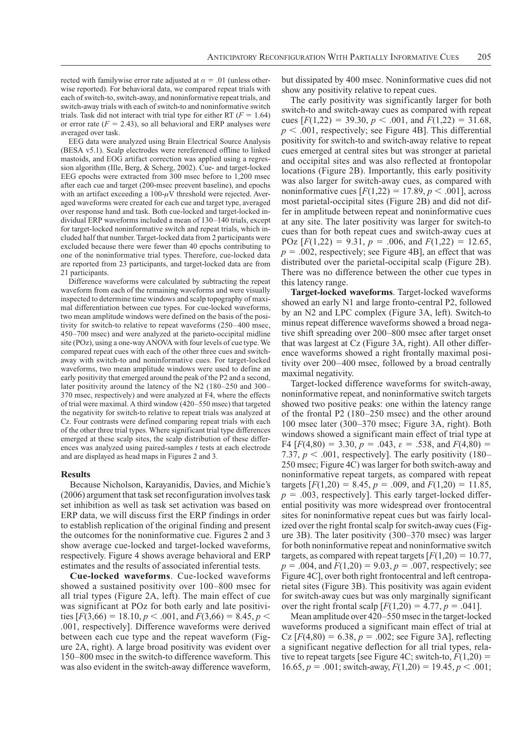rected with familywise error rate adjusted at $\alpha = .01$ (unless otherwise reported). For behavioral data, we compared repeat trials with each of switch-to, switch-away, and noninformative repeat trials, and switch-away trials with each of switch-to and noninformative switch trials. Task did not interact with trial type for either RT ($F = 1.64$) or error rate ($F = 2.43$), so all behavioral and ERP analyses were averaged over task.

EEG data were analyzed using Brain Electrical Source Analysis (BESA v5.1). Scalp electrodes were rereferenced offline to linked mastoids, and EOG artifact correction was applied using a regression algorithm (Ille, Berg, & Scherg, 2002). Cue- and target-locked EEG epochs were extracted from 300 msec before to 1,200 msec after each cue and target (200-msec preevent baseline), and epochs with an artifact exceeding a 100-$\mu$V threshold were rejected. Averaged waveforms were created for each cue and target type, averaged over response hand and task. Both cue-locked and target-locked individual ERP waveforms included a mean of 130–140 trials, except for target-locked noninformative switch and repeat trials, which included half that number. Target-locked data from 2 participants were excluded because there were fewer than 40 epochs contributing to one of the noninformative trial types. Therefore, cue-locked data are reported from 23 participants, and target-locked data are from 21 participants.

Difference waveforms were calculated by subtracting the repeat waveform from each of the remaining waveforms and were visually inspected to determine time windows and scalp topography of maximal differentiation between cue types. For cue-locked waveforms, two mean amplitude windows were defined on the basis of the positivity for switch-to relative to repeat waveforms (250–400 msec, 450–700 msec) and were analyzed at the parieto-occipital midline site (POz), using a one-way ANOVA with four levels of cue type. We compared repeat cues with each of the other three cues and switch-away with switch-to and noninformative cues. For target-locked waveforms, two mean amplitude windows were used to define an early positivity that emerged around the peak of the P2 and a second, later positivity around the latency of the N2 (180–250 and 300–370 msec, respectively) and were analyzed at F4, where the effects of trial were maximal. A third window (420–550 msec) that targeted the negativity for switch-to relative to repeat trials was analyzed at Cz. Four contrasts were defined comparing repeat trials with each of the other three trial types. Where significant trial type differences emerged at these scalp sites, the scalp distribution of these differences was analyzed using paired-samples $t$ tests at each electrode and are displayed as head maps in Figures 2 and 3.

## Results

Because Nicholson, Karayanidis, Davies, and Michie's (2006) argument that task set reconfiguration involves task set inhibition as well as task set activation was based on ERP data, we will discuss first the ERP findings in order to establish replication of the original finding and present the outcomes for the noninformative cue. Figures 2 and 3 show average cue-locked and target-locked waveforms, respectively. Figure 4 shows average behavioral and ERP estimates and the results of associated inferential tests.

**Cue-locked waveforms**. Cue-locked waveforms showed a sustained positivity over 100–800 msec for all trial types (Figure 2A, left). The main effect of cue was significant at POz for both early and late positivities [$F(3,66) = 18.10$, $p < .001$, and $F(3,66) = 8.45$, $p < .001$, respectively]. Difference waveforms were derived between each cue type and the repeat waveform (Figure 2A, right). A large broad positivity was evident over 150–800 msec in the switch-to difference waveform. This was also evident in the switch-away difference waveform, but dissipated by 400 msec. Noninformative cues did not show any positivity relative to repeat cues.

The early positivity was significantly larger for both switch-to and switch-away cues as compared with repeat cues [$F(1,22) = 39.30$, $p < .001$, and $F(1,22) = 31.68$, $p < .001$, respectively; see Figure 4B]. This differential positivity for switch-to and switch-away relative to repeat cues emerged at central sites but was stronger at parietal and occipital sites and was also reflected at frontopolar locations (Figure 2B). Importantly, this early positivity was also larger for switch-away cues, as compared with noninformative cues [$F(1,22) = 17.89$, $p < .001$], across most parietal-occipital sites (Figure 2B) and did not differ in amplitude between repeat and noninformative cues at any site. The later positivity was larger for switch-to cues than for both repeat cues and switch-away cues at POz [$F(1,22) = 9.31$, $p = .006$, and $F(1,22) = 12.65$, $p = .002$, respectively; see Figure 4B], an effect that was distributed over the parietal-occipital scalp (Figure 2B). There was no difference between the other cue types in this latency range.

**Target-locked waveforms**. Target-locked waveforms showed an early N1 and large fronto-central P2, followed by an N2 and LPC complex (Figure 3A, left). Switch-to minus repeat difference waveforms showed a broad negative shift spreading over 200–800 msec after target onset that was largest at Cz (Figure 3A, right). All other difference waveforms showed a right frontally maximal positivity over 200–400 msec, followed by a broad centrally maximal negativity.

Target-locked difference waveforms for switch-away, noninformative repeat, and noninformative switch targets showed two positive peaks: one within the latency range of the frontal P2 (180–250 msec) and the other around 100 msec later (300–370 msec; Figure 3A, right). Both windows showed a significant main effect of trial type at F4 [$F(4,80) = 3.30$, $p = .043$, $\varepsilon = .538$, and $F(4,80) = 7.37$, $p < .001$, respectively]. The early positivity (180–250 msec; Figure 4C) was larger for both switch-away and noninformative repeat targets, as compared with repeat targets [$F(1,20) = 8.45$, $p = .009$, and $F(1,20) = 11.85$, $p = .003$, respectively]. This early target-locked differential positivity was more widespread over frontocentral sites for noninformative repeat cues but was fairly localized over the right frontal scalp for switch-away cues (Figure 3B). The later positivity (300–370 msec) was larger for both noninformative repeat and noninformative switch targets, as compared with repeat targets [$F(1,20) = 10.77$, $p = .004$, and $F(1,20) = 9.03$, $p = .007$, respectively; see Figure 4C], over both right frontocentral and left centroparietal sites (Figure 3B). This positivity was again evident for switch-away cues but was only marginally significant over the right frontal scalp [$F(1,20) = 4.77$, $p = .041$].

Mean amplitude over 420–550 msec in the target-locked waveforms produced a significant main effect of trial at Cz [$F(4,80) = 6.38$, $p = .002$; see Figure 3A], reflecting a significant negative deflection for all trial types, relative to repeat targets [see Figure 4C; switch-to, $F(1,20) = 16.65$, $p = .001$; switch-away, $F(1,20) = 19.45$, $p < .001$;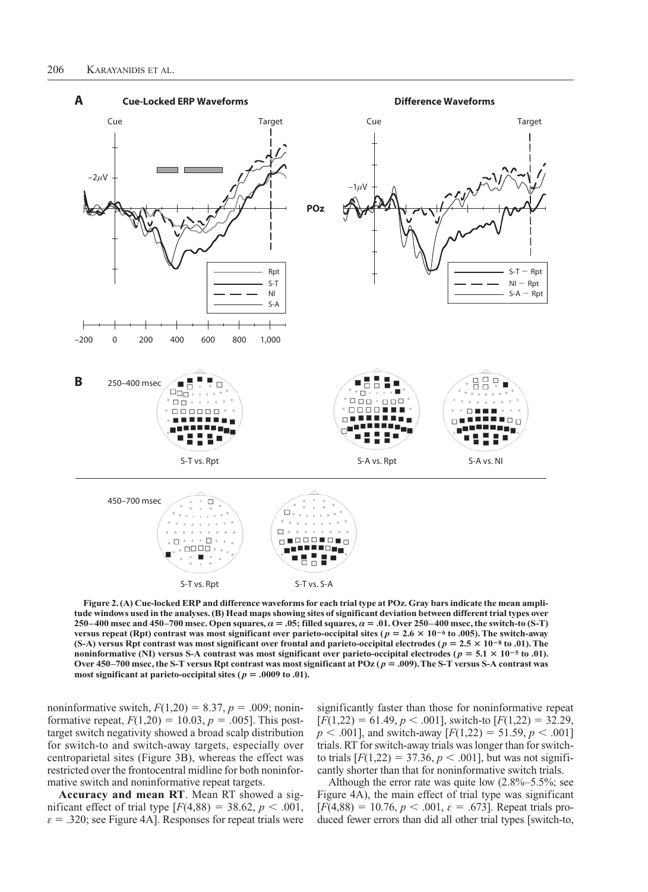**Figure 2. (A) Cue-locked ERP and difference waveforms for each trial type at POz. Gray bars indicate the mean amplitude windows used in the analyses. (B) Head maps showing sites of significant deviation between different trial types over 250–400 msec and 450–700 msec. Open squares, $\alpha = .05$; filled squares, $\alpha = .01$. Over 250–400 msec, the switch-to (S-T) versus repeat (Rpt) contrast was most significant over parieto-occipital sites ($p = 2.6 \times 10^{-6}$ to .005). The switch-away (S-A) versus Rpt contrast was most significant over frontal and parieto-occipital electrodes ($p = 2.5 \times 10^{-8}$ to .01). The noninformative (NI) versus S-A contrast was most significant over parieto-occipital electrodes ($p = 5.1 \times 10^{-5}$ to .01). Over 450–700 msec, the S-T versus Rpt contrast was most significant at POz ($p = .009$). The S-T versus S-A contrast was most significant at parieto-occipital sites ($p = .0009$ to .01).**

noninformative switch, $F(1,20) = 8.37$, $p = .009$; noninformative repeat, $F(1,20) = 10.03$, $p = .005$]. This post-target switch negativity showed a broad scalp distribution for switch-to and switch-away targets, especially over centroparietal sites (Figure 3B), whereas the effect was restricted over the frontocentral midline for both noninformative switch and noninformative repeat targets.

**Accuracy and mean RT**. Mean RT showed a significant effect of trial type [$F(4,88) = 38.62$, $p < .001$, $\varepsilon = .320$; see Figure 4A]. Responses for repeat trials were significantly faster than those for noninformative repeat [$F(1,22) = 61.49$, $p < .001$], switch-to [$F(1,22) = 32.29$, $p < .001$], and switch-away [$F(1,22) = 51.59$, $p < .001$] trials. RT for switch-away trials was longer than for switch-to trials [$F(1,22) = 37.36$, $p < .001$], but was not significantly shorter than that for noninformative switch trials.

Although the error rate was quite low (2.8%–5.5%; see Figure 4A), the main effect of trial type was significant [$F(4,88) = 10.76$, $p < .001$, $\varepsilon = .673$]. Repeat trials produced fewer errors than did all other trial types [switch-to,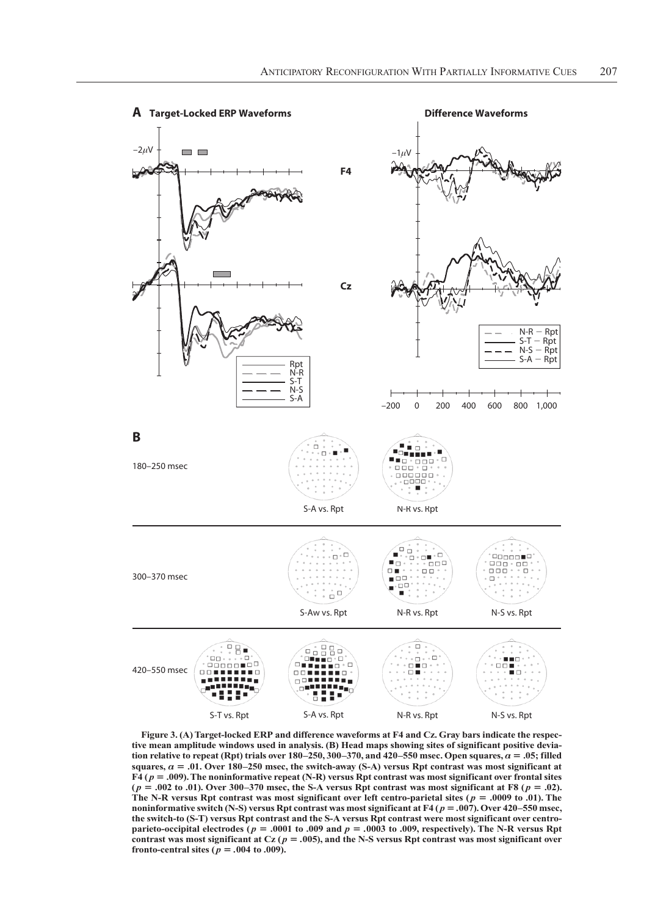**Figure 3. (A) Target-locked ERP and difference waveforms at F4 and Cz. Gray bars indicate the respective mean amplitude windows used in analysis. (B) Head maps showing sites of significant positive deviation relative to repeat (Rpt) trials over 180–250, 300–370, and 420–550 msec. Open squares, $\alpha = .05$; filled squares, $\alpha = .01$. Over 180–250 msec, the switch-away (S-A) versus Rpt contrast was most significant at F4 ($p = .009$). The noninformative repeat (N-R) versus Rpt contrast was most significant over frontal sites ($p = .002$ to $.01$). Over 300–370 msec, the S-A versus Rpt contrast was most significant at F8 ($p = .02$). The N-R versus Rpt contrast was most significant over left centro-parietal sites ($p = .0009$ to $.01$). The noninformative switch (N-S) versus Rpt contrast was most significant at F4 ($p = .007$). Over 420–550 msec, the switch-to (S-T) versus Rpt contrast and the S-A versus Rpt contrast were most significant over centro-parieto-occipital electrodes ($p = .0001$ to $.009$ and $p = .0003$ to $.009$, respectively). The N-R versus Rpt contrast was most significant at Cz ($p = .005$), and the N-S versus Rpt contrast was most significant over fronto-central sites ($p = .004$ to $.009$).**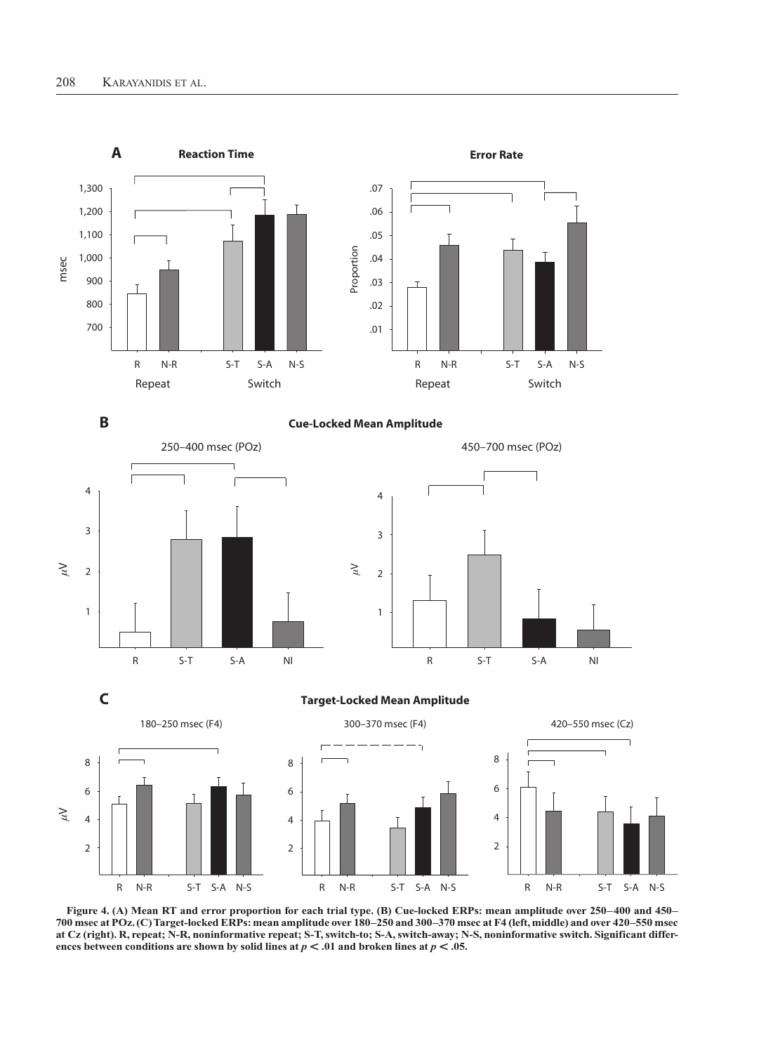**Figure 4. (A) Mean RT and error proportion for each trial type. (B) Cue-locked ERPs: mean amplitude over 250–400 and 450–700 msec at POz. (C) Target-locked ERPs: mean amplitude over 180–250 and 300–370 msec at F4 (left, middle) and over 420–550 msec at Cz (right). R, repeat; N-R, noninformative repeat; S-T, switch-to; S-A, switch-away; N-S, noninformative switch. Significant differences between conditions are shown by solid lines at $p < .01$ and broken lines at $p < .05$.**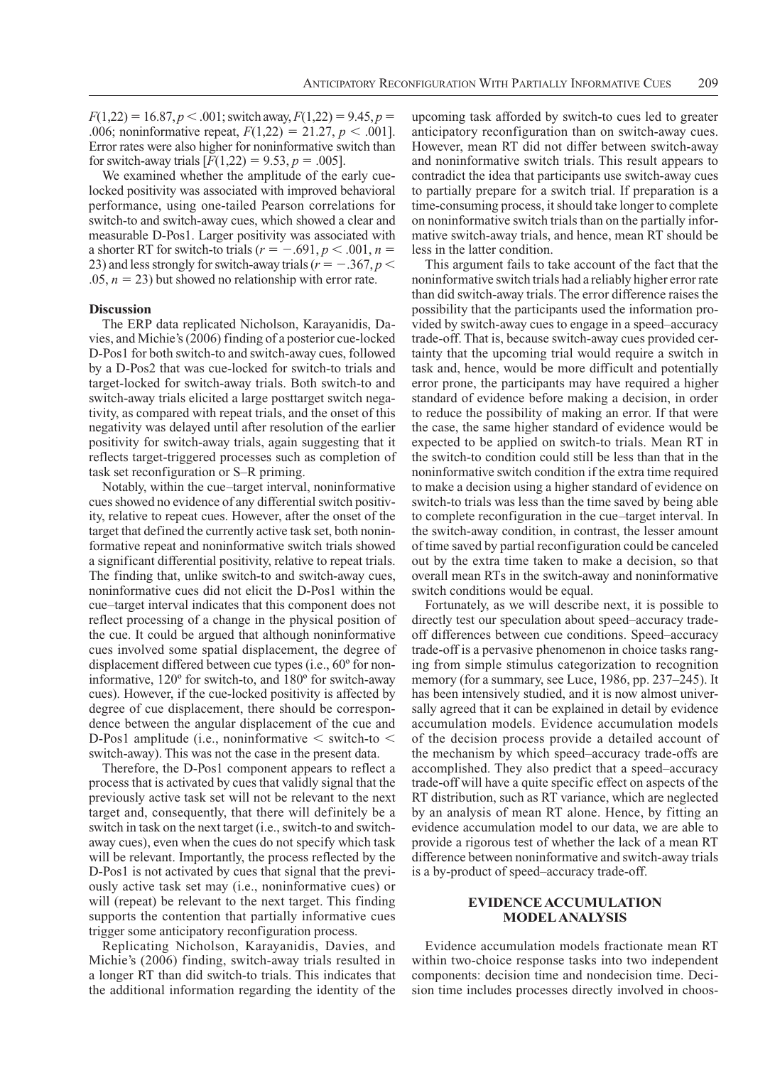$F(1,22) = 16.87, p < .001$; switch away, $F(1,22) = 9.45, p = .006$; noninformative repeat, $F(1,22) = 21.27, p < .001$]. Error rates were also higher for noninformative switch than for switch-away trials [$F(1,22) = 9.53, p = .005$].

We examined whether the amplitude of the early cue-locked positivity was associated with improved behavioral performance, using one-tailed Pearson correlations for switch-to and switch-away cues, which showed a clear and measurable D-Pos1. Larger positivity was associated with a shorter RT for switch-to trials ($r = -.691, p < .001, n = 23$) and less strongly for switch-away trials ($r = -.367, p < .05, n = 23$) but showed no relationship with error rate.

### Discussion

The ERP data replicated Nicholson, Karayanidis, Davies, and Michie's (2006) finding of a posterior cue-locked D-Pos1 for both switch-to and switch-away cues, followed by a D-Pos2 that was cue-locked for switch-to trials and target-locked for switch-away trials. Both switch-to and switch-away trials elicited a large posttarget switch negativity, as compared with repeat trials, and the onset of this negativity was delayed until after resolution of the earlier positivity for switch-away trials, again suggesting that it reflects target-triggered processes such as completion of task set reconfiguration or S–R priming.

Notably, within the cue–target interval, noninformative cues showed no evidence of any differential switch positivity, relative to repeat cues. However, after the onset of the target that defined the currently active task set, both noninformative repeat and noninformative switch trials showed a significant differential positivity, relative to repeat trials. The finding that, unlike switch-to and switch-away cues, noninformative cues did not elicit the D-Pos1 within the cue–target interval indicates that this component does not reflect processing of a change in the physical position of the cue. It could be argued that although noninformative cues involved some spatial displacement, the degree of displacement differed between cue types (i.e., 60º for noninformative, 120º for switch-to, and 180º for switch-away cues). However, if the cue-locked positivity is affected by degree of cue displacement, there should be correspondence between the angular displacement of the cue and D-Pos1 amplitude (i.e., noninformative < switch-to < switch-away). This was not the case in the present data.

Therefore, the D-Pos1 component appears to reflect a process that is activated by cues that validly signal that the previously active task set will not be relevant to the next target and, consequently, that there will definitely be a switch in task on the next target (i.e., switch-to and switch-away cues), even when the cues do not specify which task will be relevant. Importantly, the process reflected by the D-Pos1 is not activated by cues that signal that the previously active task set may (i.e., noninformative cues) or will (repeat) be relevant to the next target. This finding supports the contention that partially informative cues trigger some anticipatory reconfiguration process.

Replicating Nicholson, Karayanidis, Davies, and Michie's (2006) finding, switch-away trials resulted in a longer RT than did switch-to trials. This indicates that the additional information regarding the identity of the upcoming task afforded by switch-to cues led to greater anticipatory reconfiguration than on switch-away cues. However, mean RT did not differ between switch-away and noninformative switch trials. This result appears to contradict the idea that participants use switch-away cues to partially prepare for a switch trial. If preparation is a time-consuming process, it should take longer to complete on noninformative switch trials than on the partially informative switch-away trials, and hence, mean RT should be less in the latter condition.

This argument fails to take account of the fact that the noninformative switch trials had a reliably higher error rate than did switch-away trials. The error difference raises the possibility that the participants used the information provided by switch-away cues to engage in a speed–accuracy trade-off. That is, because switch-away cues provided certainty that the upcoming trial would require a switch in task and, hence, would be more difficult and potentially error prone, the participants may have required a higher standard of evidence before making a decision, in order to reduce the possibility of making an error. If that were the case, the same higher standard of evidence would be expected to be applied on switch-to trials. Mean RT in the switch-to condition could still be less than that in the noninformative switch condition if the extra time required to make a decision using a higher standard of evidence on switch-to trials was less than the time saved by being able to complete reconfiguration in the cue–target interval. In the switch-away condition, in contrast, the lesser amount of time saved by partial reconfiguration could be canceled out by the extra time taken to make a decision, so that overall mean RTs in the switch-away and noninformative switch conditions would be equal.

Fortunately, as we will describe next, it is possible to directly test our speculation about speed–accuracy trade-off differences between cue conditions. Speed–accuracy trade-off is a pervasive phenomenon in choice tasks ranging from simple stimulus categorization to recognition memory (for a summary, see Luce, 1986, pp. 237–245). It has been intensively studied, and it is now almost universally agreed that it can be explained in detail by evidence accumulation models. Evidence accumulation models of the decision process provide a detailed account of the mechanism by which speed–accuracy trade-offs are accomplished. They also predict that a speed–accuracy trade-off will have a quite specific effect on aspects of the RT distribution, such as RT variance, which are neglected by an analysis of mean RT alone. Hence, by fitting an evidence accumulation model to our data, we are able to provide a rigorous test of whether the lack of a mean RT difference between noninformative and switch-away trials is a by-product of speed–accuracy trade-off.

## EVIDENCE ACCUMULATION MODEL ANALYSIS

Evidence accumulation models fractionate mean RT within two-choice response tasks into two independent components: decision time and nondecision time. Decision time includes processes directly involved in choos-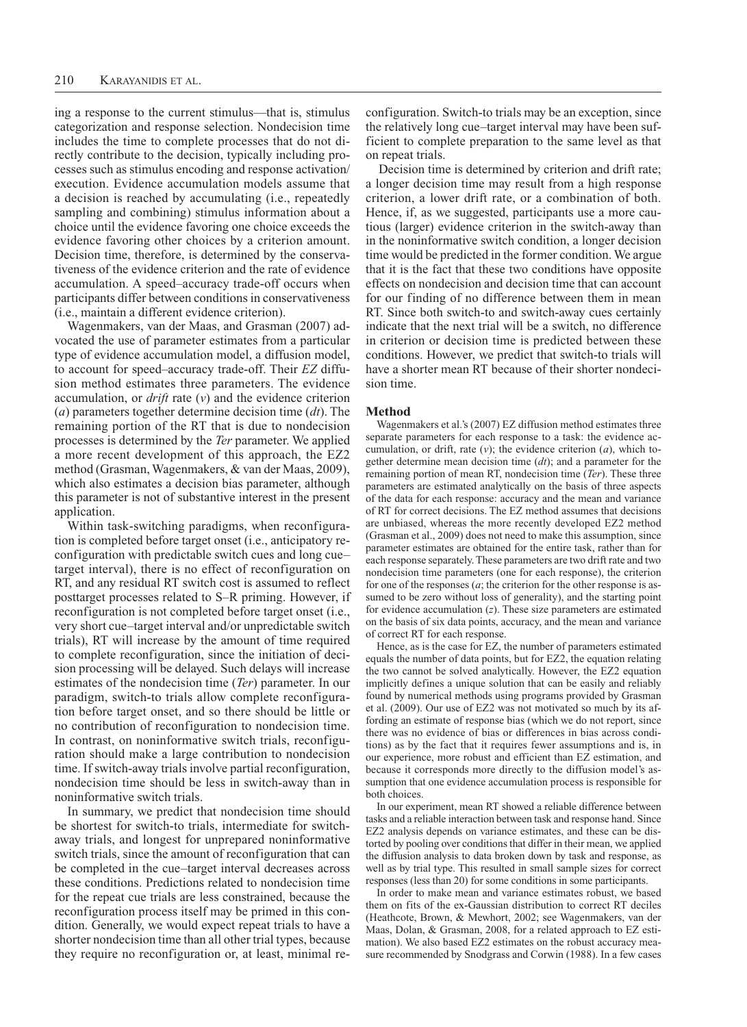ing a response to the current stimulus—that is, stimulus categorization and response selection. Nondecision time includes the time to complete processes that do not directly contribute to the decision, typically including processes such as stimulus encoding and response activation/execution. Evidence accumulation models assume that a decision is reached by accumulating (i.e., repeatedly sampling and combining) stimulus information about a choice until the evidence favoring one choice exceeds the evidence favoring other choices by a criterion amount. Decision time, therefore, is determined by the conservativeness of the evidence criterion and the rate of evidence accumulation. A speed–accuracy trade-off occurs when participants differ between conditions in conservativeness (i.e., maintain a different evidence criterion).

Wagenmakers, van der Maas, and Grasman (2007) advocated the use of parameter estimates from a particular type of evidence accumulation model, a diffusion model, to account for speed–accuracy trade-off. Their *EZ* diffusion method estimates three parameters. The evidence accumulation, or *drift* rate ($v$) and the evidence criterion ($a$) parameters together determine decision time ($dt$). The remaining portion of the RT that is due to nondecision processes is determined by the *Ter* parameter. We applied a more recent development of this approach, the EZ2 method (Grasman, Wagenmakers, & van der Maas, 2009), which also estimates a decision bias parameter, although this parameter is not of substantive interest in the present application.

Within task-switching paradigms, when reconfiguration is completed before target onset (i.e., anticipatory reconfiguration with predictable switch cues and long cue–target interval), there is no effect of reconfiguration on RT, and any residual RT switch cost is assumed to reflect posttarget processes related to S–R priming. However, if reconfiguration is not completed before target onset (i.e., very short cue–target interval and/or unpredictable switch trials), RT will increase by the amount of time required to complete reconfiguration, since the initiation of decision processing will be delayed. Such delays will increase estimates of the nondecision time (*Ter*) parameter. In our paradigm, switch-to trials allow complete reconfiguration before target onset, and so there should be little or no contribution of reconfiguration to nondecision time. In contrast, on noninformative switch trials, reconfiguration should make a large contribution to nondecision time. If switch-away trials involve partial reconfiguration, nondecision time should be less in switch-away than in noninformative switch trials.

In summary, we predict that nondecision time should be shortest for switch-to trials, intermediate for switch-away trials, and longest for unprepared noninformative switch trials, since the amount of reconfiguration that can be completed in the cue–target interval decreases across these conditions. Predictions related to nondecision time for the repeat cue trials are less constrained, because the reconfiguration process itself may be primed in this condition. Generally, we would expect repeat trials to have a shorter nondecision time than all other trial types, because they require no reconfiguration or, at least, minimal reconfiguration. Switch-to trials may be an exception, since the relatively long cue–target interval may have been sufficient to complete preparation to the same level as that on repeat trials.

Decision time is determined by criterion and drift rate; a longer decision time may result from a high response criterion, a lower drift rate, or a combination of both. Hence, if, as we suggested, participants use a more cautious (larger) evidence criterion in the switch-away than in the noninformative switch condition, a longer decision time would be predicted in the former condition. We argue that it is the fact that these two conditions have opposite effects on nondecision and decision time that can account for our finding of no difference between them in mean RT. Since both switch-to and switch-away cues certainly indicate that the next trial will be a switch, no difference in criterion or decision time is predicted between these conditions. However, we predict that switch-to trials will have a shorter mean RT because of their shorter nondecision time.

## Method

Wagenmakers et al.'s (2007) EZ diffusion method estimates three separate parameters for each response to a task: the evidence accumulation, or drift, rate ($v$); the evidence criterion ($a$), which together determine mean decision time ($dt$); and a parameter for the remaining portion of mean RT, nondecision time (*Ter*). These three parameters are estimated analytically on the basis of three aspects of the data for each response: accuracy and the mean and variance of RT for correct decisions. The EZ method assumes that decisions are unbiased, whereas the more recently developed EZ2 method (Grasman et al., 2009) does not need to make this assumption, since parameter estimates are obtained for the entire task, rather than for each response separately. These parameters are two drift rate and two nondecision time parameters (one for each response), the criterion for one of the responses ($a$; the criterion for the other response is assumed to be zero without loss of generality), and the starting point for evidence accumulation ($z$). These size parameters are estimated on the basis of six data points, accuracy, and the mean and variance of correct RT for each response.

Hence, as is the case for EZ, the number of parameters estimated equals the number of data points, but for EZ2, the equation relating the two cannot be solved analytically. However, the EZ2 equation implicitly defines a unique solution that can be easily and reliably found by numerical methods using programs provided by Grasman et al. (2009). Our use of EZ2 was not motivated so much by its affording an estimate of response bias (which we do not report, since there was no evidence of bias or differences in bias across conditions) as by the fact that it requires fewer assumptions and is, in our experience, more robust and efficient than EZ estimation, and because it corresponds more directly to the diffusion model's assumption that one evidence accumulation process is responsible for both choices.

In our experiment, mean RT showed a reliable difference between tasks and a reliable interaction between task and response hand. Since EZ2 analysis depends on variance estimates, and these can be distorted by pooling over conditions that differ in their mean, we applied the diffusion analysis to data broken down by task and response, as well as by trial type. This resulted in small sample sizes for correct responses (less than 20) for some conditions in some participants.

In order to make mean and variance estimates robust, we based them on fits of the ex-Gaussian distribution to correct RT deciles (Heathcote, Brown, & Mewhort, 2002; see Wagenmakers, van der Maas, Dolan, & Grasman, 2008, for a related approach to EZ estimation). We also based EZ2 estimates on the robust accuracy measure recommended by Snodgrass and Corwin (1988). In a few cases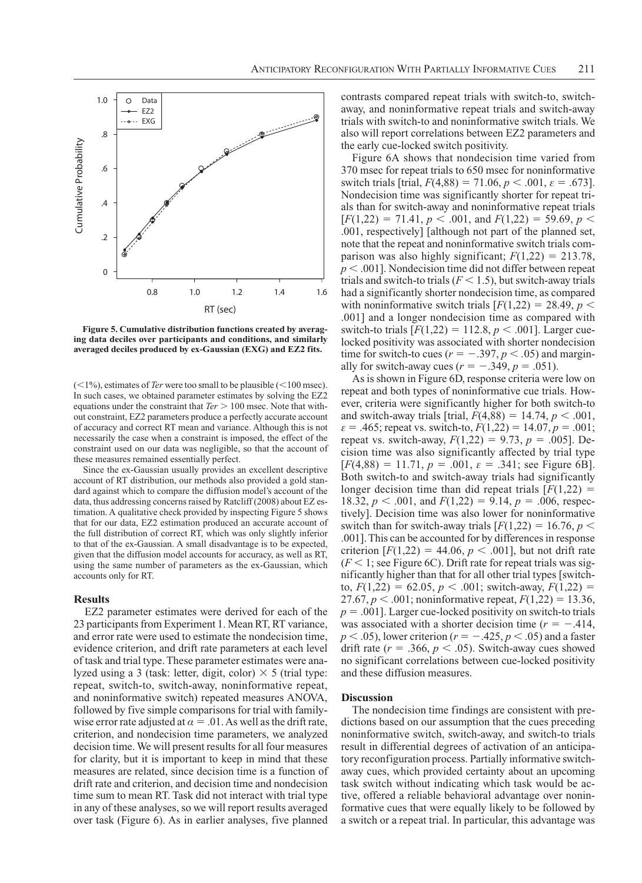Figure 5. Cumulative distribution functions created by averaging data deciles over participants and conditions, and similarly averaged deciles produced by ex-Gaussian (EXG) and EZ2 fits.

(<1%), estimates of *Ter* were too small to be plausible (<100 msec). In such cases, we obtained parameter estimates by solving the EZ2 equations under the constraint that $Ter > 100$ msec. Note that without constraint, EZ2 parameters produce a perfectly accurate account of accuracy and correct RT mean and variance. Although this is not necessarily the case when a constraint is imposed, the effect of the constraint used on our data was negligible, so that the account of these measures remained essentially perfect.

Since the ex-Gaussian usually provides an excellent descriptive account of RT distribution, our methods also provided a gold standard against which to compare the diffusion model's account of the data, thus addressing concerns raised by Ratcliff (2008) about EZ estimation. A qualitative check provided by inspecting Figure 5 shows that for our data, EZ2 estimation produced an accurate account of the full distribution of correct RT, which was only slightly inferior to that of the ex-Gaussian. A small disadvantage is to be expected, given that the diffusion model accounts for accuracy, as well as RT, using the same number of parameters as the ex-Gaussian, which accounts only for RT.

## Results

EZ2 parameter estimates were derived for each of the 23 participants from Experiment 1. Mean RT, RT variance, and error rate were used to estimate the nondecision time, evidence criterion, and drift rate parameters at each level of task and trial type. These parameter estimates were analyzed using a 3 (task: letter, digit, color) × 5 (trial type: repeat, switch-to, switch-away, noninformative repeat, and noninformative switch) repeated measures ANOVA, followed by five simple comparisons for trial with familywise error rate adjusted at $\alpha = .01$. As well as the drift rate, criterion, and nondecision time parameters, we analyzed decision time. We will present results for all four measures for clarity, but it is important to keep in mind that these measures are related, since decision time is a function of drift rate and criterion, and decision time and nondecision time sum to mean RT. Task did not interact with trial type in any of these analyses, so we will report results averaged over task (Figure 6). As in earlier analyses, five planned contrasts compared repeat trials with switch-to, switch-away, and noninformative repeat trials and switch-away trials with switch-to and noninformative switch trials. We also will report correlations between EZ2 parameters and the early cue-locked switch positivity.

Figure 6A shows that nondecision time varied from 370 msec for repeat trials to 650 msec for noninformative switch trials [trial, $F(4,88) = 71.06$, $p < .001$, $\varepsilon = .673$]. Nondecision time was significantly shorter for repeat trials than for switch-away and noninformative repeat trials [$F(1,22) = 71.41$, $p < .001$, and $F(1,22) = 59.69$, $p < .001$, respectively] [although not part of the planned set, note that the repeat and noninformative switch trials comparison was also highly significant; $F(1,22) = 213.78$, $p < .001$]. Nondecision time did not differ between repeat trials and switch-to trials ($F < 1.5$), but switch-away trials had a significantly shorter nondecision time, as compared with noninformative switch trials [$F(1,22) = 28.49$, $p < .001$] and a longer nondecision time as compared with switch-to trials [$F(1,22) = 112.8$, $p < .001$]. Larger cue-locked positivity was associated with shorter nondecision time for switch-to cues ($r = -.397$, $p < .05$) and marginally for switch-away cues ($r = -.349$, $p = .051$).

As is shown in Figure 6D, response criteria were low on repeat and both types of noninformative cue trials. However, criteria were significantly higher for both switch-to and switch-away trials [trial, $F(4,88) = 14.74$, $p < .001$, $\varepsilon = .465$; repeat vs. switch-to, $F(1,22) = 14.07$, $p = .001$; repeat vs. switch-away, $F(1,22) = 9.73$, $p = .005$]. Decision time was also significantly affected by trial type [$F(4,88) = 11.71$, $p = .001$, $\varepsilon = .341$; see Figure 6B]. Both switch-to and switch-away trials had significantly longer decision time than did repeat trials [$F(1,22) = 18.32$, $p < .001$, and $F(1,22) = 9.14$, $p = .006$, respectively]. Decision time was also lower for noninformative switch than for switch-away trials [$F(1,22) = 16.76$, $p < .001$]. This can be accounted for by differences in response criterion [$F(1,22) = 44.06$, $p < .001$], but not drift rate ($F < 1$; see Figure 6C). Drift rate for repeat trials was significantly higher than that for all other trial types [switch-to, $F(1,22) = 62.05$, $p < .001$; switch-away, $F(1,22) = 27.67$, $p < .001$; noninformative repeat, $F(1,22) = 13.36$, $p = .001$]. Larger cue-locked positivity on switch-to trials was associated with a shorter decision time ($r = -.414$, $p < .05$), lower criterion ($r = -.425$, $p < .05$) and a faster drift rate ($r = .366$, $p < .05$). Switch-away cues showed no significant correlations between cue-locked positivity and these diffusion measures.

## Discussion

The nondecision time findings are consistent with predictions based on our assumption that the cues preceding noninformative switch, switch-away, and switch-to trials result in differential degrees of activation of an anticipatory reconfiguration process. Partially informative switch-away cues, which provided certainty about an upcoming task switch without indicating which task would be active, offered a reliable behavioral advantage over noninformative cues that were equally likely to be followed by a switch or a repeat trial. In particular, this advantage was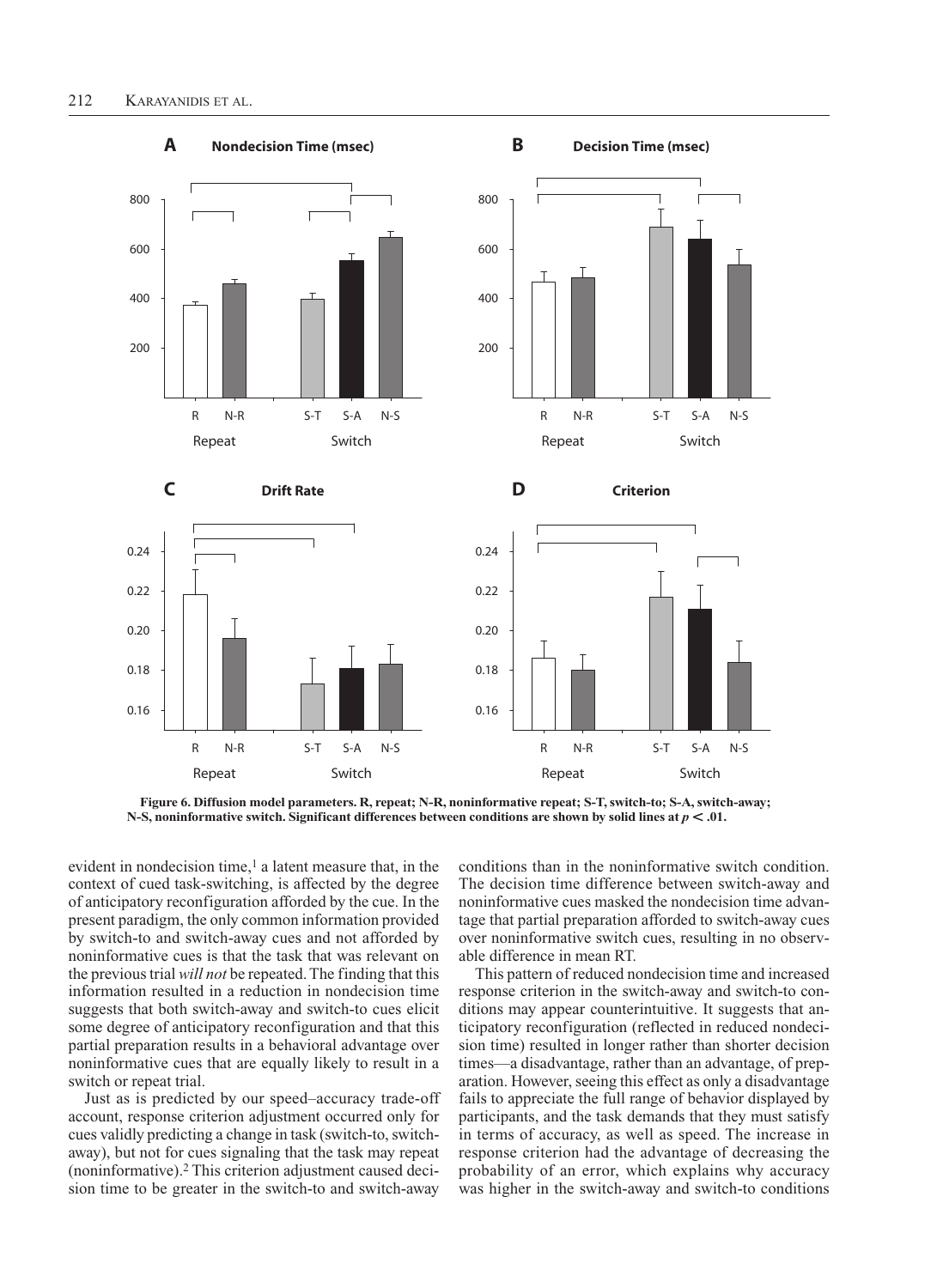Figure 6. Diffusion model parameters. R, repeat; N-R, noninformative repeat; S-T, switch-to; S-A, switch-away; N-S, noninformative switch. Significant differences between conditions are shown by solid lines at $p < .01$.

evident in nondecision time,[1] a latent measure that, in the context of cued task-switching, is affected by the degree of anticipatory reconfiguration afforded by the cue. In the present paradigm, the only common information provided by switch-to and switch-away cues and not afforded by noninformative cues is that the task that was relevant on the previous trial *will not* be repeated. The finding that this information resulted in a reduction in nondecision time suggests that both switch-away and switch-to cues elicit some degree of anticipatory reconfiguration and that this partial preparation results in a behavioral advantage over noninformative cues that are equally likely to result in a switch or repeat trial.

Just as is predicted by our speed–accuracy trade-off account, response criterion adjustment occurred only for cues validly predicting a change in task (switch-to, switch-away), but not for cues signaling that the task may repeat (noninformative).[2] This criterion adjustment caused decision time to be greater in the switch-to and switch-away conditions than in the noninformative switch condition. The decision time difference between switch-away and noninformative cues masked the nondecision time advantage that partial preparation afforded to switch-away cues over noninformative switch cues, resulting in no observable difference in mean RT.

This pattern of reduced nondecision time and increased response criterion in the switch-away and switch-to conditions may appear counterintuitive. It suggests that anticipatory reconfiguration (reflected in reduced nondecision time) resulted in longer rather than shorter decision times—a disadvantage, rather than an advantage, of preparation. However, seeing this effect as only a disadvantage fails to appreciate the full range of behavior displayed by participants, and the task demands that they must satisfy in terms of accuracy, as well as speed. The increase in response criterion had the advantage of decreasing the probability of an error, which explains why accuracy was higher in the switch-away and switch-to conditions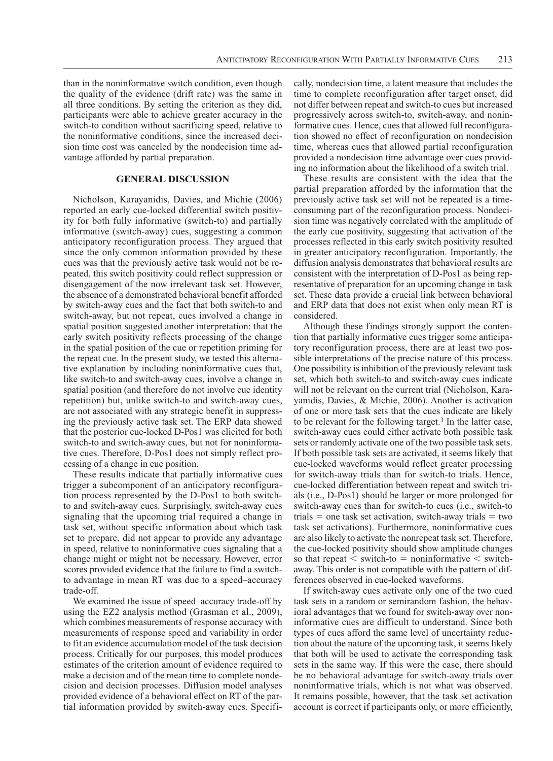than in the noninformative switch condition, even though the quality of the evidence (drift rate) was the same in all three conditions. By setting the criterion as they did, participants were able to achieve greater accuracy in the switch-to condition without sacrificing speed, relative to the noninformative conditions, since the increased decision time cost was canceled by the nondecision time advantage afforded by partial preparation.

## GENERAL DISCUSSION

Nicholson, Karayanidis, Davies, and Michie (2006) reported an early cue-locked differential switch positivity for both fully informative (switch-to) and partially informative (switch-away) cues, suggesting a common anticipatory reconfiguration process. They argued that since the only common information provided by these cues was that the previously active task would not be repeated, this switch positivity could reflect suppression or disengagement of the now irrelevant task set. However, the absence of a demonstrated behavioral benefit afforded by switch-away cues and the fact that both switch-to and switch-away, but not repeat, cues involved a change in spatial position suggested another interpretation: that the early switch positivity reflects processing of the change in the spatial position of the cue or repetition priming for the repeat cue. In the present study, we tested this alternative explanation by including noninformative cues that, like switch-to and switch-away cues, involve a change in spatial position (and therefore do not involve cue identity repetition) but, unlike switch-to and switch-away cues, are not associated with any strategic benefit in suppressing the previously active task set. The ERP data showed that the posterior cue-locked D-Pos1 was elicited for both switch-to and switch-away cues, but not for noninformative cues. Therefore, D-Pos1 does not simply reflect processing of a change in cue position.

These results indicate that partially informative cues trigger a subcomponent of an anticipatory reconfiguration process represented by the D-Pos1 to both switch-to and switch-away cues. Surprisingly, switch-away cues signaling that the upcoming trial required a change in task set, without specific information about which task set to prepare, did not appear to provide any advantage in speed, relative to noninformative cues signaling that a change might or might not be necessary. However, error scores provided evidence that the failure to find a switch-to advantage in mean RT was due to a speed–accuracy trade-off.

We examined the issue of speed–accuracy trade-off by using the EZ2 analysis method (Grasman et al., 2009), which combines measurements of response accuracy with measurements of response speed and variability in order to fit an evidence accumulation model of the task decision process. Critically for our purposes, this model produces estimates of the criterion amount of evidence required to make a decision and of the mean time to complete nondecision and decision processes. Diffusion model analyses provided evidence of a behavioral effect on RT of the partial information provided by switch-away cues. Specifically, nondecision time, a latent measure that includes the time to complete reconfiguration after target onset, did not differ between repeat and switch-to cues but increased progressively across switch-to, switch-away, and noninformative cues. Hence, cues that allowed full reconfiguration showed no effect of reconfiguration on nondecision time, whereas cues that allowed partial reconfiguration provided a nondecision time advantage over cues providing no information about the likelihood of a switch trial.

These results are consistent with the idea that the partial preparation afforded by the information that the previously active task set will not be repeated is a time-consuming part of the reconfiguration process. Nondecision time was negatively correlated with the amplitude of the early cue positivity, suggesting that activation of the processes reflected in this early switch positivity resulted in greater anticipatory reconfiguration. Importantly, the diffusion analysis demonstrates that behavioral results are consistent with the interpretation of D-Pos1 as being representative of preparation for an upcoming change in task set. These data provide a crucial link between behavioral and ERP data that does not exist when only mean RT is considered.

Although these findings strongly support the contention that partially informative cues trigger some anticipatory reconfiguration process, there are at least two possible interpretations of the precise nature of this process. One possibility is inhibition of the previously relevant task set, which both switch-to and switch-away cues indicate will not be relevant on the current trial (Nicholson, Karayanidis, Davies, & Michie, 2006). Another is activation of one or more task sets that the cues indicate are likely to be relevant for the following target.[3] In the latter case, switch-away cues could either activate both possible task sets or randomly activate one of the two possible task sets. If both possible task sets are activated, it seems likely that cue-locked waveforms would reflect greater processing for switch-away trials than for switch-to trials. Hence, cue-locked differentiation between repeat and switch trials (i.e., D-Pos1) should be larger or more prolonged for switch-away cues than for switch-to cues (i.e., switch-to trials = one task set activation, switch-away trials = two task set activations). Furthermore, noninformative cues are also likely to activate the nonrepeat task set. Therefore, the cue-locked positivity should show amplitude changes so that repeat < switch-to = noninformative < switch-away. This order is not compatible with the pattern of differences observed in cue-locked waveforms.

If switch-away cues activate only one of the two cued task sets in a random or semirandom fashion, the behavioral advantages that we found for switch-away over noninformative cues are difficult to understand. Since both types of cues afford the same level of uncertainty reduction about the nature of the upcoming task, it seems likely that both will be used to activate the corresponding task sets in the same way. If this were the case, there should be no behavioral advantage for switch-away trials over noninformative trials, which is not what was observed. It remains possible, however, that the task set activation account is correct if participants only, or more efficiently,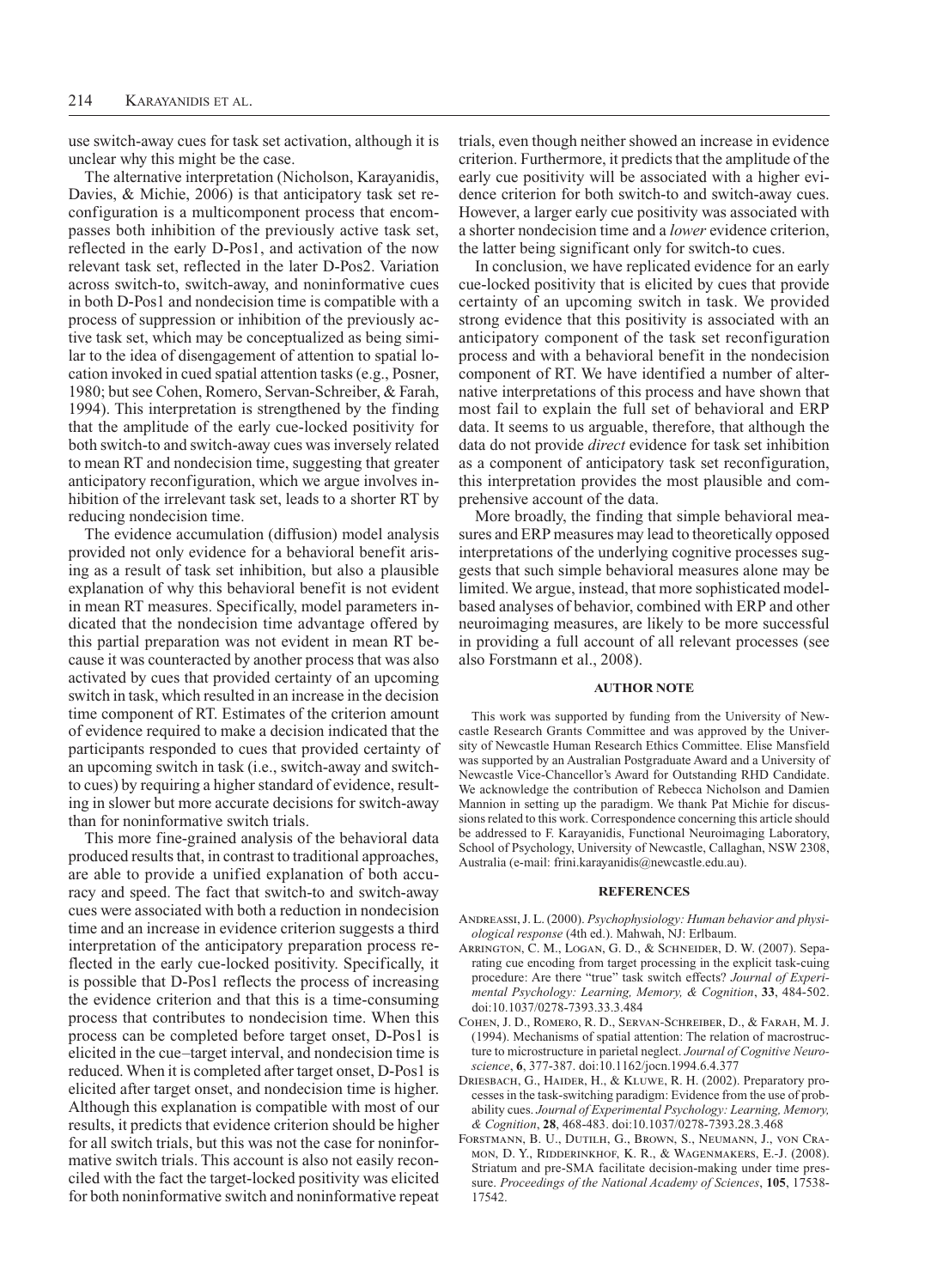use switch-away cues for task set activation, although it is unclear why this might be the case.

The alternative interpretation (Nicholson, Karayanidis, Davies, & Michie, 2006) is that anticipatory task set reconfiguration is a multicomponent process that encompasses both inhibition of the previously active task set, reflected in the early D-Pos1, and activation of the now relevant task set, reflected in the later D-Pos2. Variation across switch-to, switch-away, and noninformative cues in both D-Pos1 and nondecision time is compatible with a process of suppression or inhibition of the previously active task set, which may be conceptualized as being similar to the idea of disengagement of attention to spatial location invoked in cued spatial attention tasks (e.g., Posner, 1980; but see Cohen, Romero, Servan-Schreiber, & Farah, 1994). This interpretation is strengthened by the finding that the amplitude of the early cue-locked positivity for both switch-to and switch-away cues was inversely related to mean RT and nondecision time, suggesting that greater anticipatory reconfiguration, which we argue involves inhibition of the irrelevant task set, leads to a shorter RT by reducing nondecision time.

The evidence accumulation (diffusion) model analysis provided not only evidence for a behavioral benefit arising as a result of task set inhibition, but also a plausible explanation of why this behavioral benefit is not evident in mean RT measures. Specifically, model parameters indicated that the nondecision time advantage offered by this partial preparation was not evident in mean RT because it was counteracted by another process that was also activated by cues that provided certainty of an upcoming switch in task, which resulted in an increase in the decision time component of RT. Estimates of the criterion amount of evidence required to make a decision indicated that the participants responded to cues that provided certainty of an upcoming switch in task (i.e., switch-away and switch-to cues) by requiring a higher standard of evidence, resulting in slower but more accurate decisions for switch-away than for noninformative switch trials.

This more fine-grained analysis of the behavioral data produced results that, in contrast to traditional approaches, are able to provide a unified explanation of both accuracy and speed. The fact that switch-to and switch-away cues were associated with both a reduction in nondecision time and an increase in evidence criterion suggests a third interpretation of the anticipatory preparation process reflected in the early cue-locked positivity. Specifically, it is possible that D-Pos1 reflects the process of increasing the evidence criterion and that this is a time-consuming process that contributes to nondecision time. When this process can be completed before target onset, D-Pos1 is elicited in the cue–target interval, and nondecision time is reduced. When it is completed after target onset, D-Pos1 is elicited after target onset, and nondecision time is higher. Although this explanation is compatible with most of our results, it predicts that evidence criterion should be higher for all switch trials, but this was not the case for noninformative switch trials. This account is also not easily reconciled with the fact the target-locked positivity was elicited for both noninformative switch and noninformative repeat trials, even though neither showed an increase in evidence criterion. Furthermore, it predicts that the amplitude of the early cue positivity will be associated with a higher evidence criterion for both switch-to and switch-away cues. However, a larger early cue positivity was associated with a shorter nondecision time and a *lower* evidence criterion, the latter being significant only for switch-to cues.

In conclusion, we have replicated evidence for an early cue-locked positivity that is elicited by cues that provide certainty of an upcoming switch in task. We provided strong evidence that this positivity is associated with an anticipatory component of the task set reconfiguration process and with a behavioral benefit in the nondecision component of RT. We have identified a number of alternative interpretations of this process and have shown that most fail to explain the full set of behavioral and ERP data. It seems to us arguable, therefore, that although the data do not provide *direct* evidence for task set inhibition as a component of anticipatory task set reconfiguration, this interpretation provides the most plausible and comprehensive account of the data.

More broadly, the finding that simple behavioral measures and ERP measures may lead to theoretically opposed interpretations of the underlying cognitive processes suggests that such simple behavioral measures alone may be limited. We argue, instead, that more sophisticated model-based analyses of behavior, combined with ERP and other neuroimaging measures, are likely to be more successful in providing a full account of all relevant processes (see also Forstmann et al., 2008).

## AUTHOR NOTE

This work was supported by funding from the University of Newcastle Research Grants Committee and was approved by the University of Newcastle Human Research Ethics Committee. Elise Mansfield was supported by an Australian Postgraduate Award and a University of Newcastle Vice-Chancellor's Award for Outstanding RHD Candidate. We acknowledge the contribution of Rebecca Nicholson and Damien Mannion in setting up the paradigm. We thank Pat Michie for discussions related to this work. Correspondence concerning this article should be addressed to F. Karayanidis, Functional Neuroimaging Laboratory, School of Psychology, University of Newcastle, Callaghan, NSW 2308, Australia (e-mail: frini.karayanidis@newcastle.edu.au).

## REFERENCES

Andreassi, J. L. (2000). *Psychophysiology: Human behavior and physiological response* (4th ed.). Mahwah, NJ: Erlbaum.

Arrington, C. M., Logan, G. D., & Schneider, D. W. (2007). Separating cue encoding from target processing in the explicit task-cuing procedure: Are there "true" task switch effects? *Journal of Experimental Psychology: Learning, Memory, & Cognition*, **33**, 484-502. doi:10.1037/0278-7393.33.3.484

Cohen, J. D., Romero, R. D., Servan-Schreiber, D., & Farah, M. J. (1994). Mechanisms of spatial attention: The relation of macrostructure to microstructure in parietal neglect. *Journal of Cognitive Neuroscience*, **6**, 377-387. doi:10.1162/jocn.1994.6.4.377

Driesbach, G., Haider, H., & Kluwe, R. H. (2002). Preparatory processes in the task-switching paradigm: Evidence from the use of probability cues. *Journal of Experimental Psychology: Learning, Memory, & Cognition*, **28**, 468-483. doi:10.1037/0278-7393.28.3.468

Forstmann, B. U., Dutilh, G., Brown, S., Neumann, J., von Cramon, D. Y., Ridderinkhof, K. R., & Wagenmakers, E.-J. (2008). Striatum and pre-SMA facilitate decision-making under time pressure. *Proceedings of the National Academy of Sciences*, **105**, 17538-17542.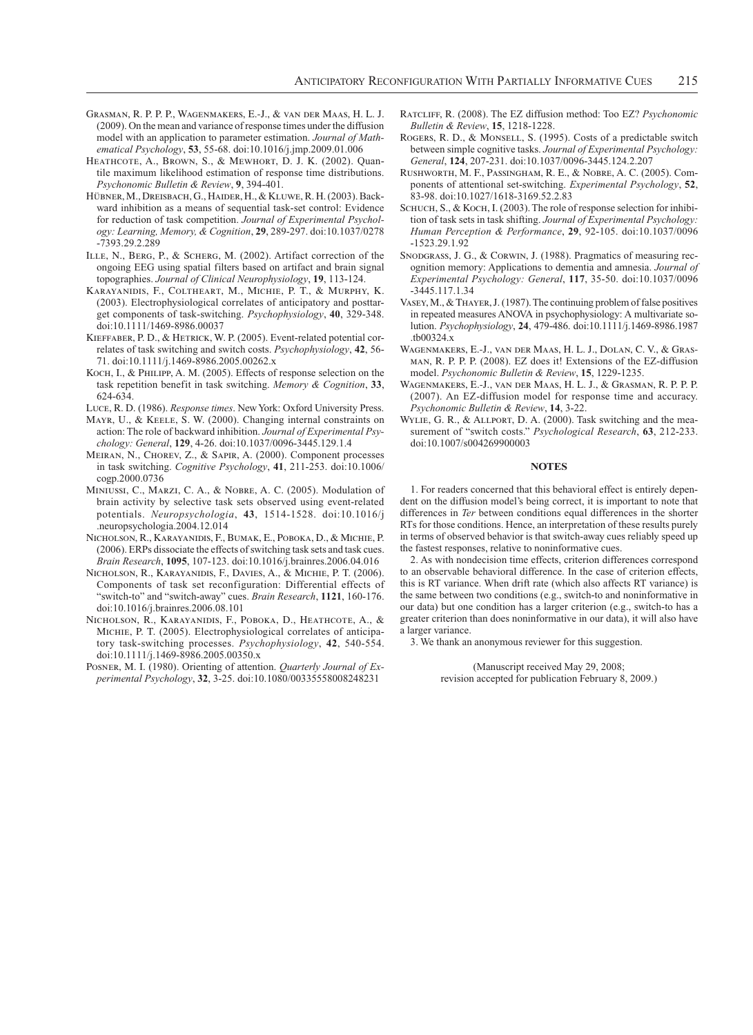Grasman, R. P. P. P., Wagenmakers, E.-J., & van der Maas, H. L. J. (2009). On the mean and variance of response times under the diffusion model with an application to parameter estimation. *Journal of Mathematical Psychology*, **53**, 55-68. doi:10.1016/j.jmp.2009.01.006

Heathcote, A., Brown, S., & Mewhort, D. J. K. (2002). Quantile maximum likelihood estimation of response time distributions. *Psychonomic Bulletin & Review*, **9**, 394-401.

Hübner, M., Dreisbach, G., Haider, H., & Kluwe, R. H. (2003). Backward inhibition as a means of sequential task-set control: Evidence for reduction of task competition. *Journal of Experimental Psychology: Learning, Memory, & Cognition*, **29**, 289-297. doi:10.1037/0278-7393.29.2.289

Ille, N., Berg, P., & Scherg, M. (2002). Artifact correction of the ongoing EEG using spatial filters based on artifact and brain signal topographies. *Journal of Clinical Neurophysiology*, **19**, 113-124.

Karayanidis, F., Coltheart, M., Michie, P. T., & Murphy, K. (2003). Electrophysiological correlates of anticipatory and posttarget components of task-switching. *Psychophysiology*, **40**, 329-348. doi:10.1111/1469-8986.00037

Kieffaber, P. D., & Hetrick, W. P. (2005). Event-related potential correlates of task switching and switch costs. *Psychophysiology*, **42**, 56-71. doi:10.1111/j.1469-8986.2005.00262.x

Koch, I., & Philipp, A. M. (2005). Effects of response selection on the task repetition benefit in task switching. *Memory & Cognition*, **33**, 624-634.

Luce, R. D. (1986). *Response times*. New York: Oxford University Press.

Mayr, U., & Keele, S. W. (2000). Changing internal constraints on action: The role of backward inhibition. *Journal of Experimental Psychology: General*, **129**, 4-26. doi:10.1037/0096-3445.129.1.4

Meiran, N., Chorev, Z., & Sapir, A. (2000). Component processes in task switching. *Cognitive Psychology*, **41**, 211-253. doi:10.1006/cogp.2000.0736

Miniussi, C., Marzi, C. A., & Nobre, A. C. (2005). Modulation of brain activity by selective task sets observed using event-related potentials. *Neuropsychologia*, **43**, 1514-1528. doi:10.1016/j.neuropsychologia.2004.12.014

Nicholson, R., Karayanidis, F., Bumak, E., Poboka, D., & Michie, P. (2006). ERPs dissociate the effects of switching task sets and task cues. *Brain Research*, **1095**, 107-123. doi:10.1016/j.brainres.2006.04.016

Nicholson, R., Karayanidis, F., Davies, A., & Michie, P. T. (2006). Components of task set reconfiguration: Differential effects of "switch-to" and "switch-away" cues. *Brain Research*, **1121**, 160-176. doi:10.1016/j.brainres.2006.08.101

Nicholson, R., Karayanidis, F., Poboka, D., Heathcote, A., & Michie, P. T. (2005). Electrophysiological correlates of anticipatory task-switching processes. *Psychophysiology*, **42**, 540-554. doi:10.1111/j.1469-8986.2005.00350.x

Posner, M. I. (1980). Orienting of attention. *Quarterly Journal of Experimental Psychology*, **32**, 3-25. doi:10.1080/00335558008248231

Ratcliff, R. (2008). The EZ diffusion method: Too EZ? *Psychonomic Bulletin & Review*, **15**, 1218-1228.

Rogers, R. D., & Monsell, S. (1995). Costs of a predictable switch between simple cognitive tasks. *Journal of Experimental Psychology: General*, **124**, 207-231. doi:10.1037/0096-3445.124.2.207

Rushworth, M. F., Passingham, R. E., & Nobre, A. C. (2005). Components of attentional set-switching. *Experimental Psychology*, **52**, 83-98. doi:10.1027/1618-3169.52.2.83

Schuch, S., & Koch, I. (2003). The role of response selection for inhibition of task sets in task shifting. *Journal of Experimental Psychology: Human Perception & Performance*, **29**, 92-105. doi:10.1037/0096-1523.29.1.92

Snodgrass, J. G., & Corwin, J. (1988). Pragmatics of measuring recognition memory: Applications to dementia and amnesia. *Journal of Experimental Psychology: General*, **117**, 35-50. doi:10.1037/0096-3445.117.1.34

Vasey, M., & Thayer, J. (1987). The continuing problem of false positives in repeated measures ANOVA in psychophysiology: A multivariate solution. *Psychophysiology*, **24**, 479-486. doi:10.1111/j.1469-8986.1987.tb00324.x

Wagenmakers, E.-J., van der Maas, H. L. J., Dolan, C. V., & Grasman, R. P. P. P. (2008). EZ does it! Extensions of the EZ-diffusion model. *Psychonomic Bulletin & Review*, **15**, 1229-1235.

Wagenmakers, E.-J., van der Maas, H. L. J., & Grasman, R. P. P. P. (2007). An EZ-diffusion model for response time and accuracy. *Psychonomic Bulletin & Review*, **14**, 3-22.

Wylie, G. R., & Allport, D. A. (2000). Task switching and the measurement of "switch costs." *Psychological Research*, **63**, 212-233. doi:10.1007/s004269900003

## NOTES

1. For readers concerned that this behavioral effect is entirely dependent on the diffusion model's being correct, it is important to note that differences in *Ter* between conditions equal differences in the shorter RTs for those conditions. Hence, an interpretation of these results purely in terms of observed behavior is that switch-away cues reliably speed up the fastest responses, relative to noninformative cues.

2. As with nondecision time effects, criterion differences correspond to an observable behavioral difference. In the case of criterion effects, this is RT variance. When drift rate (which also affects RT variance) is the same between two conditions (e.g., switch-to and noninformative in our data) but one condition has a larger criterion (e.g., switch-to has a greater criterion than does noninformative in our data), it will also have a larger variance.

3. We thank an anonymous reviewer for this suggestion.

(Manuscript received May 29, 2008;
revision accepted for publication February 8, 2009.)